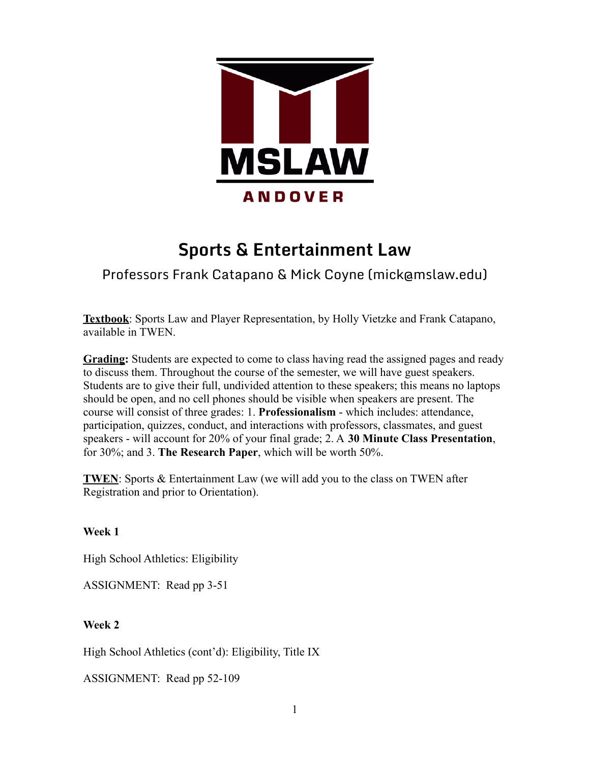MSLAW

ANDOVER

# Sports & Entertainment Law

## Professors Frank Catapano & Mick Coyne (mick@mslaw.edu)

**Textbook**: Sports Law and Player Representation, by Holly Vietzke and Frank Catapano, available in TWEN.

**Grading:** Students are expected to come to class having read the assigned pages and ready to discuss them. Throughout the course of the semester, we will have guest speakers. Students are to give their full, undivided attention to these speakers; this means no laptops should be open, and no cell phones should be visible when speakers are present. The course will consist of three grades: 1. **Professionalism** - which includes: attendance, participation, quizzes, conduct, and interactions with professors, classmates, and guest speakers - will account for 20% of your final grade; 2. A **30 Minute Class Presentation**, for 30%; and 3. **The Research Paper**, which will be worth 50%.

**TWEN**: Sports & Entertainment Law (we will add you to the class on TWEN after Registration and prior to Orientation).

**Week 1**

High School Athletics: Eligibility

ASSIGNMENT: Read pp 3-51

**Week 2**

High School Athletics (cont'd): Eligibility, Title IX

ASSIGNMENT: Read pp 52-109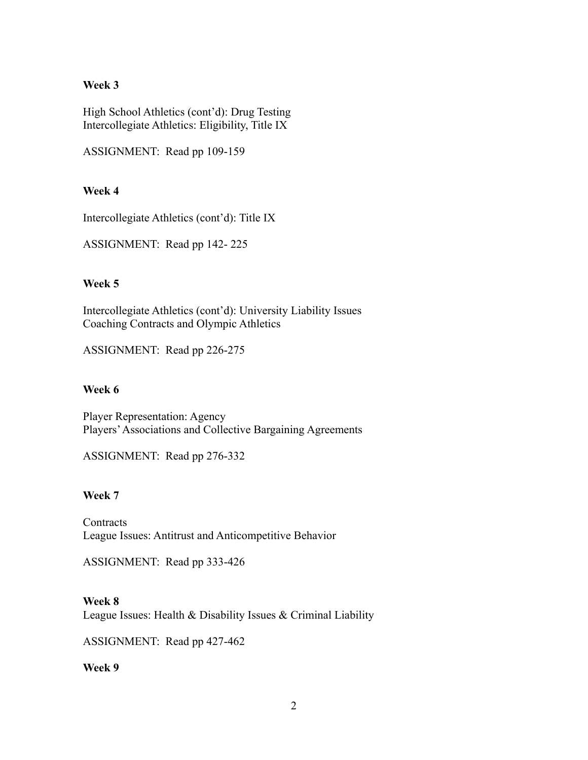**Week 3**

High School Athletics (cont'd): Drug Testing
Intercollegiate Athletics: Eligibility, Title IX

ASSIGNMENT: Read pp 109-159

**Week 4**

Intercollegiate Athletics (cont'd): Title IX

ASSIGNMENT: Read pp 142- 225

**Week 5**

Intercollegiate Athletics (cont'd): University Liability Issues
Coaching Contracts and Olympic Athletics

ASSIGNMENT: Read pp 226-275

**Week 6**

Player Representation: Agency
Players' Associations and Collective Bargaining Agreements

ASSIGNMENT: Read pp 276-332

**Week 7**

Contracts
League Issues: Antitrust and Anticompetitive Behavior

ASSIGNMENT: Read pp 333-426

**Week 8**

League Issues: Health & Disability Issues & Criminal Liability

ASSIGNMENT: Read pp 427-462

**Week 9**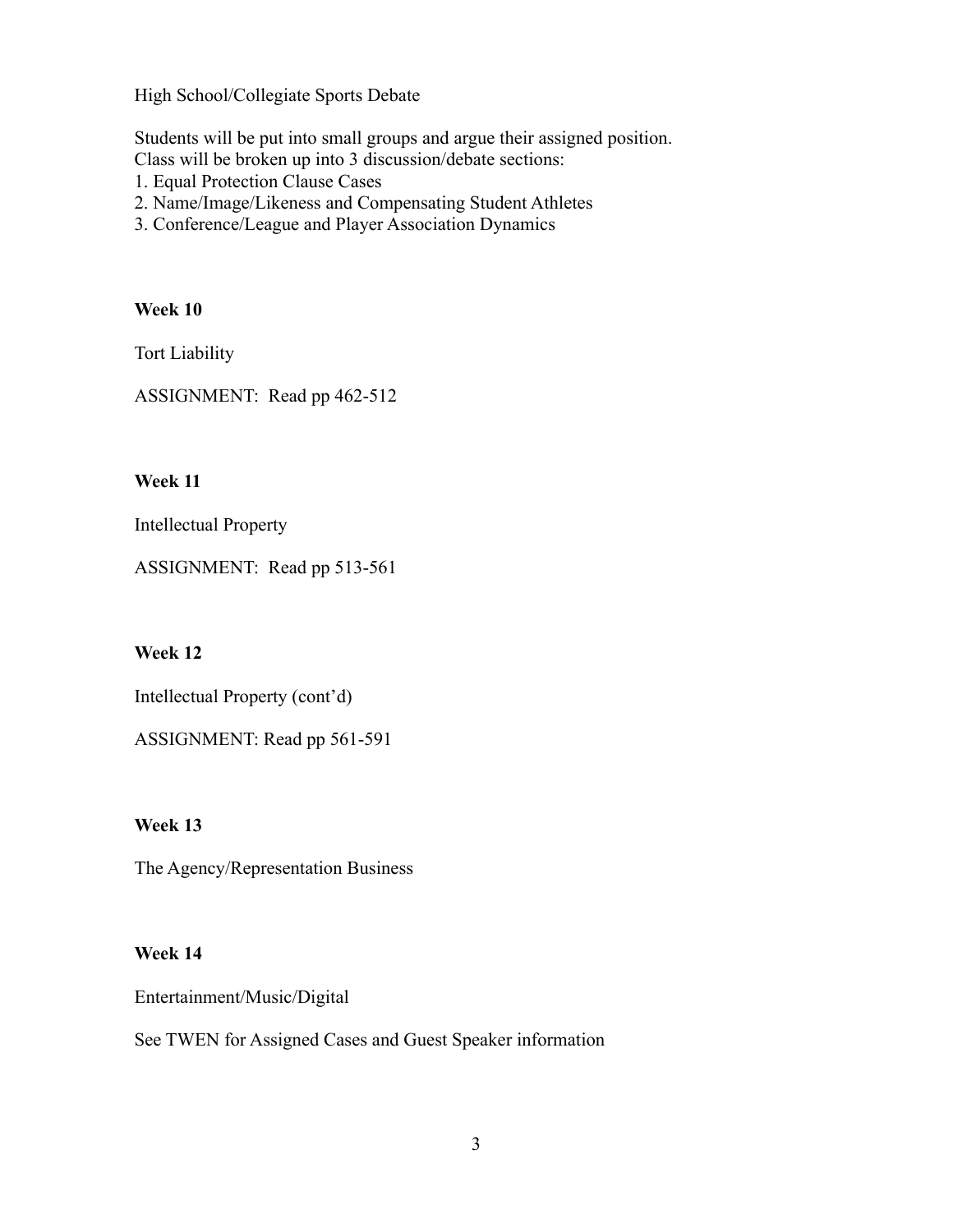High School/Collegiate Sports Debate

Students will be put into small groups and argue their assigned position.
Class will be broken up into 3 discussion/debate sections:

1. Equal Protection Clause Cases
2. Name/Image/Likeness and Compensating Student Athletes
3. Conference/League and Player Association Dynamics

**Week 10**

Tort Liability

ASSIGNMENT: Read pp 462-512

**Week 11**

Intellectual Property

ASSIGNMENT: Read pp 513-561

**Week 12**

Intellectual Property (cont'd)

ASSIGNMENT: Read pp 561-591

**Week 13**

The Agency/Representation Business

**Week 14**

Entertainment/Music/Digital

See TWEN for Assigned Cases and Guest Speaker information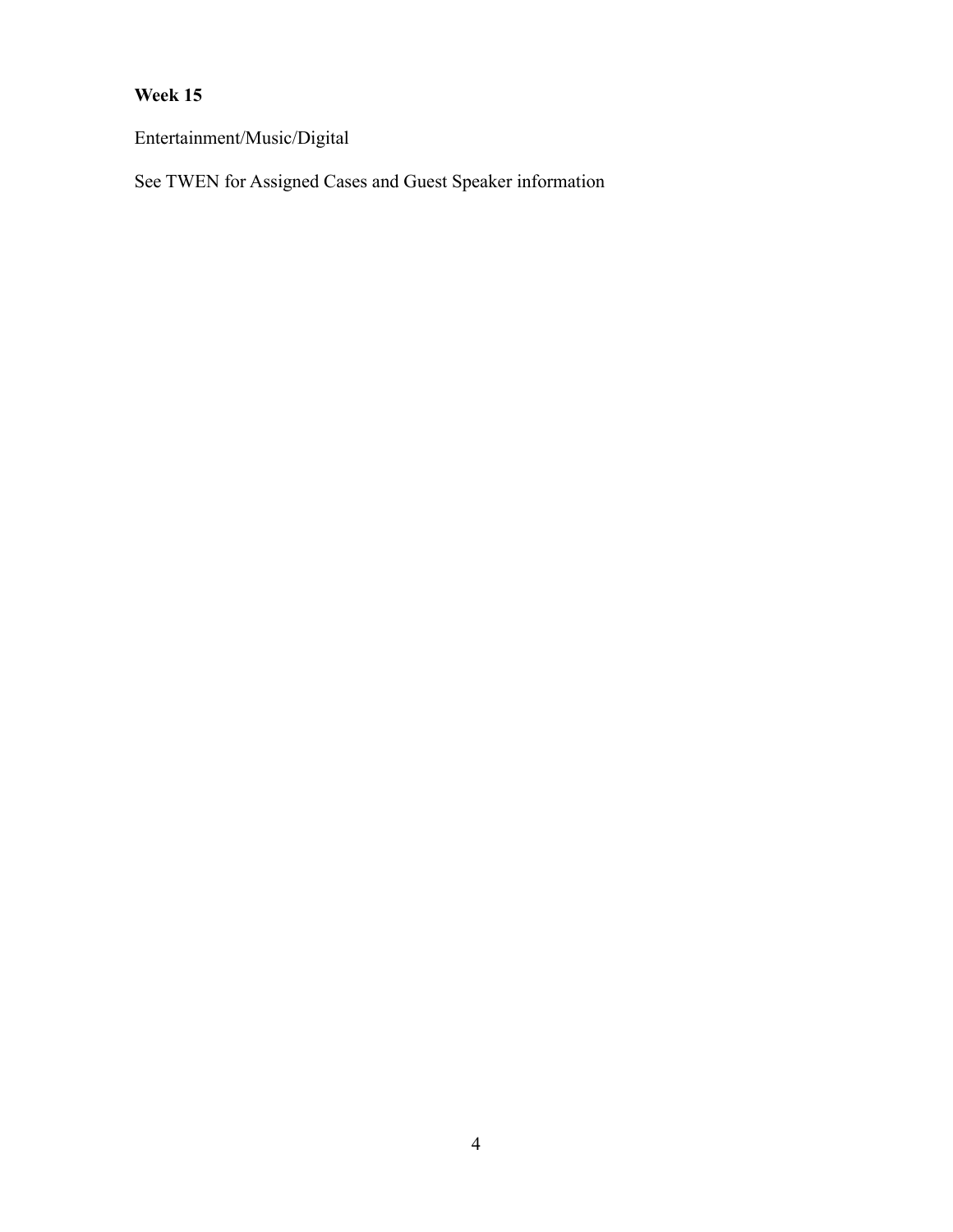**Week 15**

Entertainment/Music/Digital

See TWEN for Assigned Cases and Guest Speaker information